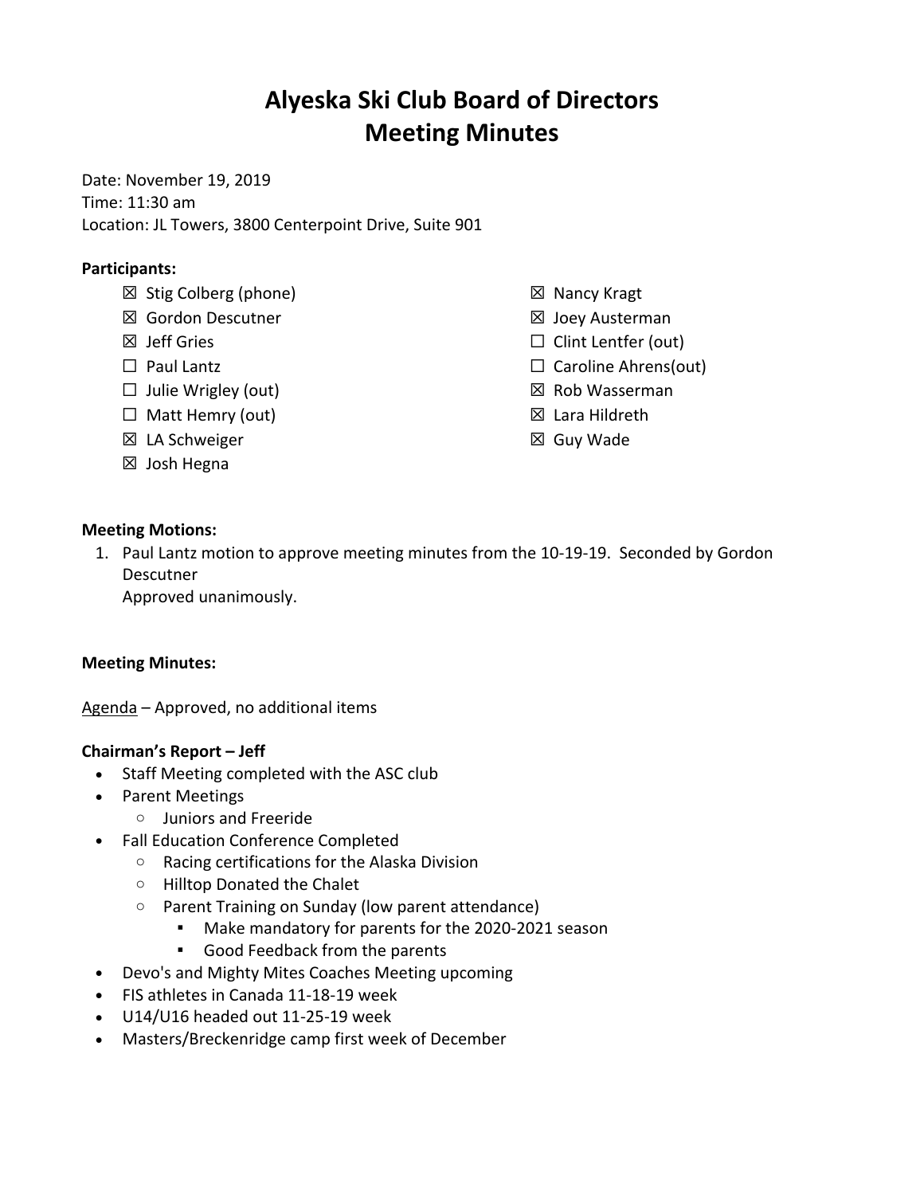# Alyeska Ski Club Board of Directors
# Meeting Minutes

Date: November 19, 2019
Time: 11:30 am
Location: JL Towers, 3800 Centerpoint Drive, Suite 901

**Participants:**

- ☒ Stig Colberg (phone)
- ☒ Gordon Descutner
- ☒ Jeff Gries
- ☐ Paul Lantz
- ☐ Julie Wrigley (out)
- ☐ Matt Hemry (out)
- ☒ LA Schweiger
- ☒ Josh Hegna
- ☒ Nancy Kragt
- ☒ Joey Austerman
- ☐ Clint Lentfer (out)
- ☐ Caroline Ahrens(out)
- ☒ Rob Wasserman
- ☒ Lara Hildreth
- ☒ Guy Wade

**Meeting Motions:**

1. Paul Lantz motion to approve meeting minutes from the 10-19-19. Seconded by Gordon Descutner
   Approved unanimously.

**Meeting Minutes:**

<u>Agenda</u> – Approved, no additional items

**Chairman's Report – Jeff**

- Staff Meeting completed with the ASC club
- Parent Meetings
  - Juniors and Freeride
- Fall Education Conference Completed
  - Racing certifications for the Alaska Division
  - Hilltop Donated the Chalet
  - Parent Training on Sunday (low parent attendance)
    - Make mandatory for parents for the 2020-2021 season
    - Good Feedback from the parents
- Devo's and Mighty Mites Coaches Meeting upcoming
- FIS athletes in Canada 11-18-19 week
- U14/U16 headed out 11-25-19 week
- Masters/Breckenridge camp first week of December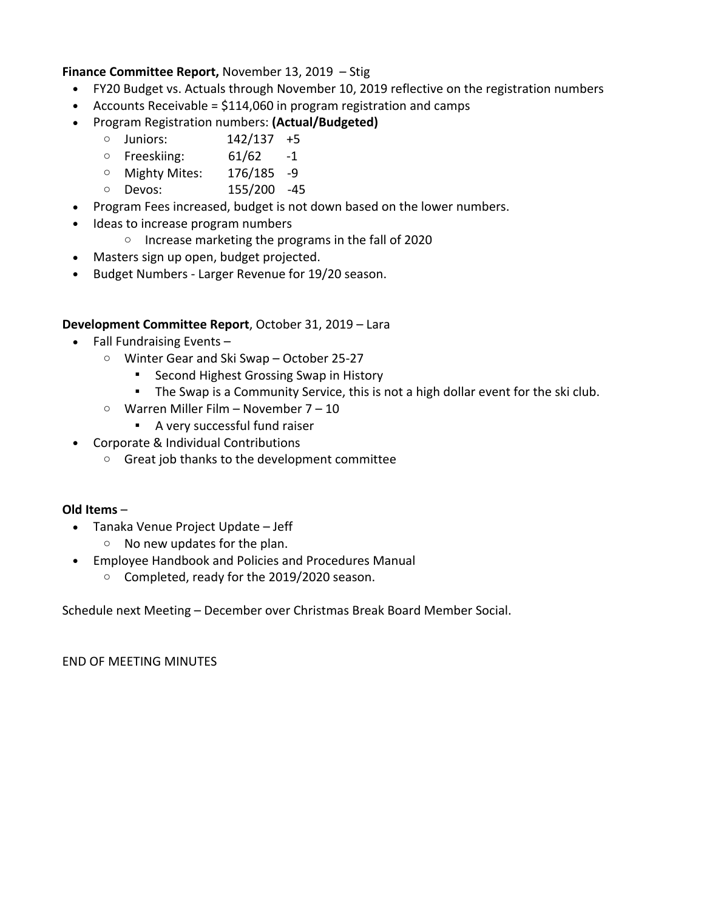**Finance Committee Report,** November 13, 2019 – Stig

- FY20 Budget vs. Actuals through November 10, 2019 reflective on the registration numbers
- Accounts Receivable = $114,060 in program registration and camps
- Program Registration numbers: **(Actual/Budgeted)**
  - Juniors: 142/137 +5
  - Freeskiing: 61/62 -1
  - Mighty Mites: 176/185 -9
  - Devos: 155/200 -45
- Program Fees increased, budget is not down based on the lower numbers.
- Ideas to increase program numbers
  - Increase marketing the programs in the fall of 2020
- Masters sign up open, budget projected.
- Budget Numbers - Larger Revenue for 19/20 season.

**Development Committee Report**, October 31, 2019 – Lara

- Fall Fundraising Events –
  - Winter Gear and Ski Swap – October 25-27
    - Second Highest Grossing Swap in History
    - The Swap is a Community Service, this is not a high dollar event for the ski club.
  - Warren Miller Film – November 7 – 10
    - A very successful fund raiser
- Corporate & Individual Contributions
  - Great job thanks to the development committee

**Old Items** –

- Tanaka Venue Project Update – Jeff
  - No new updates for the plan.
- Employee Handbook and Policies and Procedures Manual
  - Completed, ready for the 2019/2020 season.

Schedule next Meeting – December over Christmas Break Board Member Social.

END OF MEETING MINUTES